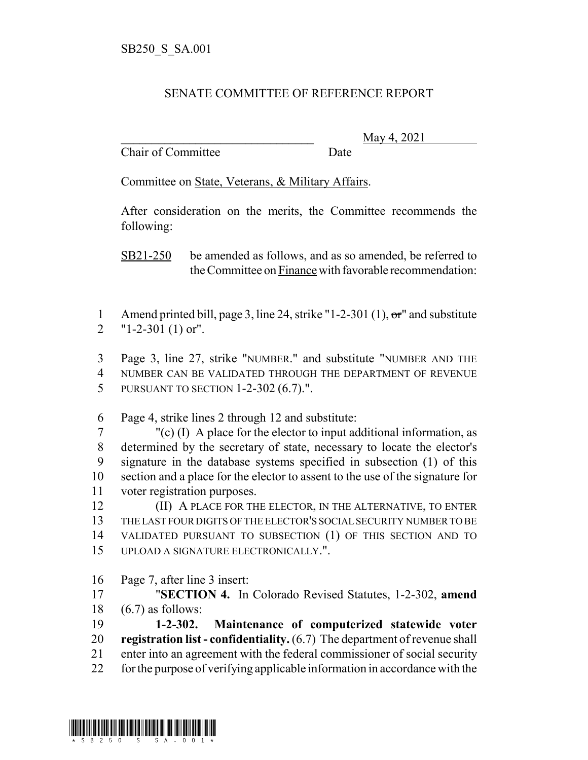SB250_S_SA.001

## SENATE COMMITTEE OF REFERENCE REPORT

\_\_\_\_\_\_\_\_\_\_\_\_\_\_\_\_\_\_\_\_\_\_\_\_\_\_\_\_\_\_\_\_ May 4, 2021
Chair of Committee Date

Committee on State, Veterans, & Military Affairs.

After consideration on the merits, the Committee recommends the following:

SB21-250 be amended as follows, and as so amended, be referred to the Committee on Finance with favorable recommendation:

1 Amend printed bill, page 3, line 24, strike "1-2-301 (1), ~~or~~" and substitute
2 "1-2-301 (1) or".

3 Page 3, line 27, strike "NUMBER." and substitute "NUMBER AND THE
4 NUMBER CAN BE VALIDATED THROUGH THE DEPARTMENT OF REVENUE
5 PURSUANT TO SECTION 1-2-302 (6.7).".

6 Page 4, strike lines 2 through 12 and substitute:
7 "(c) (I) A place for the elector to input additional information, as
8 determined by the secretary of state, necessary to locate the elector's
9 signature in the database systems specified in subsection (1) of this
10 section and a place for the elector to assent to the use of the signature for
11 voter registration purposes.
12 (II) A PLACE FOR THE ELECTOR, IN THE ALTERNATIVE, TO ENTER
13 THE LAST FOUR DIGITS OF THE ELECTOR'S SOCIAL SECURITY NUMBER TO BE
14 VALIDATED PURSUANT TO SUBSECTION (1) OF THIS SECTION AND TO
15 UPLOAD A SIGNATURE ELECTRONICALLY.".

16 Page 7, after line 3 insert:
17 "**SECTION 4.** In Colorado Revised Statutes, 1-2-302, **amend**
18 (6.7) as follows:
19 **1-2-302. Maintenance of computerized statewide voter**
20 **registration list - confidentiality.** (6.7) The department of revenue shall
21 enter into an agreement with the federal commissioner of social security
22 for the purpose of verifying applicable information in accordance with the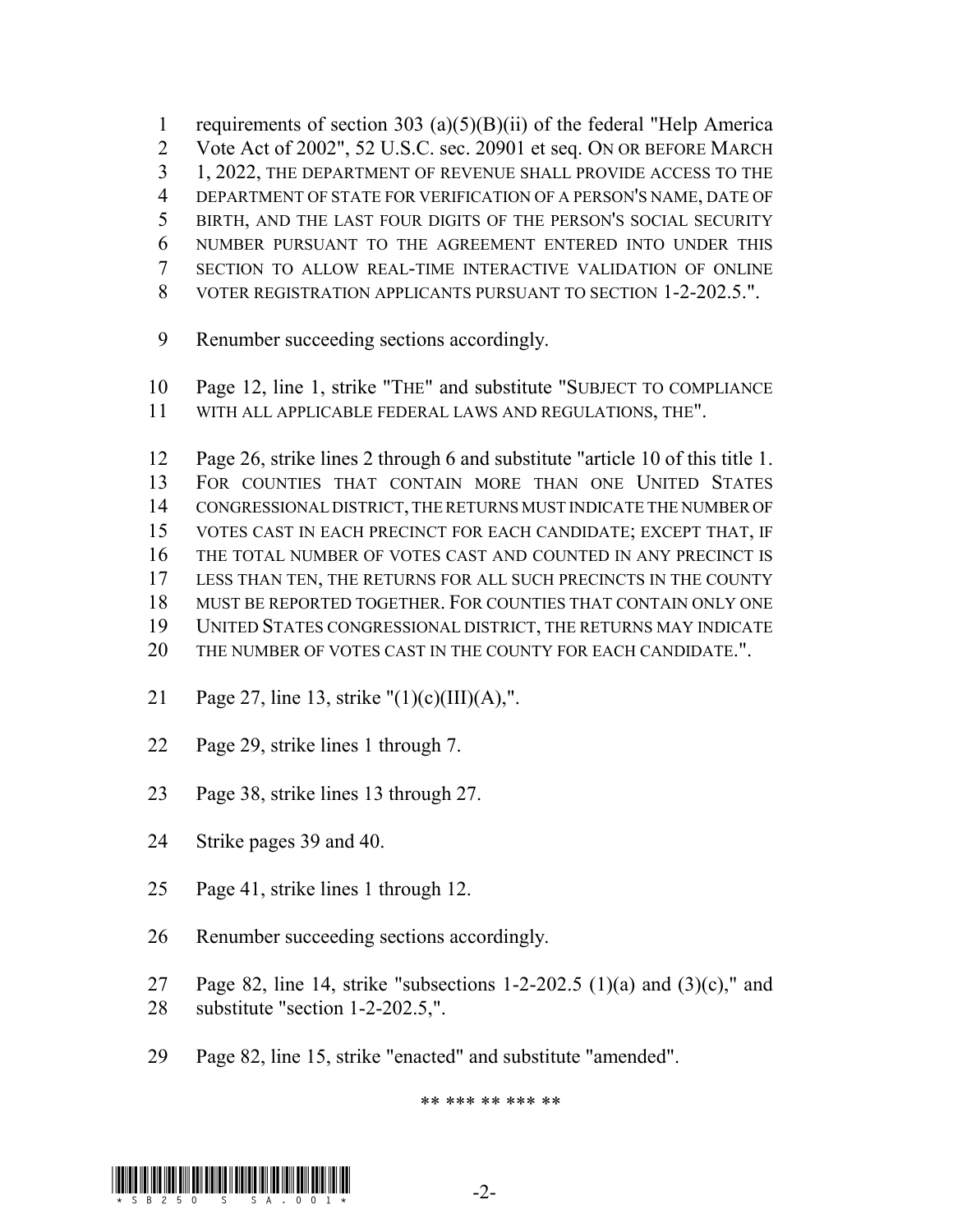requirements of section 303 (a)(5)(B)(ii) of the federal "Help America Vote Act of 2002", 52 U.S.C. sec. 20901 et seq. ON OR BEFORE MARCH 1, 2022, THE DEPARTMENT OF REVENUE SHALL PROVIDE ACCESS TO THE DEPARTMENT OF STATE FOR VERIFICATION OF A PERSON'S NAME, DATE OF BIRTH, AND THE LAST FOUR DIGITS OF THE PERSON'S SOCIAL SECURITY NUMBER PURSUANT TO THE AGREEMENT ENTERED INTO UNDER THIS SECTION TO ALLOW REAL-TIME INTERACTIVE VALIDATION OF ONLINE VOTER REGISTRATION APPLICANTS PURSUANT TO SECTION 1-2-202.5.".

Renumber succeeding sections accordingly.

Page 12, line 1, strike "THE" and substitute "SUBJECT TO COMPLIANCE WITH ALL APPLICABLE FEDERAL LAWS AND REGULATIONS, THE".

Page 26, strike lines 2 through 6 and substitute "article 10 of this title 1. FOR COUNTIES THAT CONTAIN MORE THAN ONE UNITED STATES CONGRESSIONAL DISTRICT, THE RETURNS MUST INDICATE THE NUMBER OF VOTES CAST IN EACH PRECINCT FOR EACH CANDIDATE; EXCEPT THAT, IF THE TOTAL NUMBER OF VOTES CAST AND COUNTED IN ANY PRECINCT IS LESS THAN TEN, THE RETURNS FOR ALL SUCH PRECINCTS IN THE COUNTY MUST BE REPORTED TOGETHER. FOR COUNTIES THAT CONTAIN ONLY ONE UNITED STATES CONGRESSIONAL DISTRICT, THE RETURNS MAY INDICATE THE NUMBER OF VOTES CAST IN THE COUNTY FOR EACH CANDIDATE.".

Page 27, line 13, strike "(1)(c)(III)(A),".

Page 29, strike lines 1 through 7.

Page 38, strike lines 13 through 27.

Strike pages 39 and 40.

Page 41, strike lines 1 through 12.

Renumber succeeding sections accordingly.

Page 82, line 14, strike "subsections 1-2-202.5 (1)(a) and (3)(c)," and substitute "section 1-2-202.5,".

Page 82, line 15, strike "enacted" and substitute "amended".

** *** ** *** **